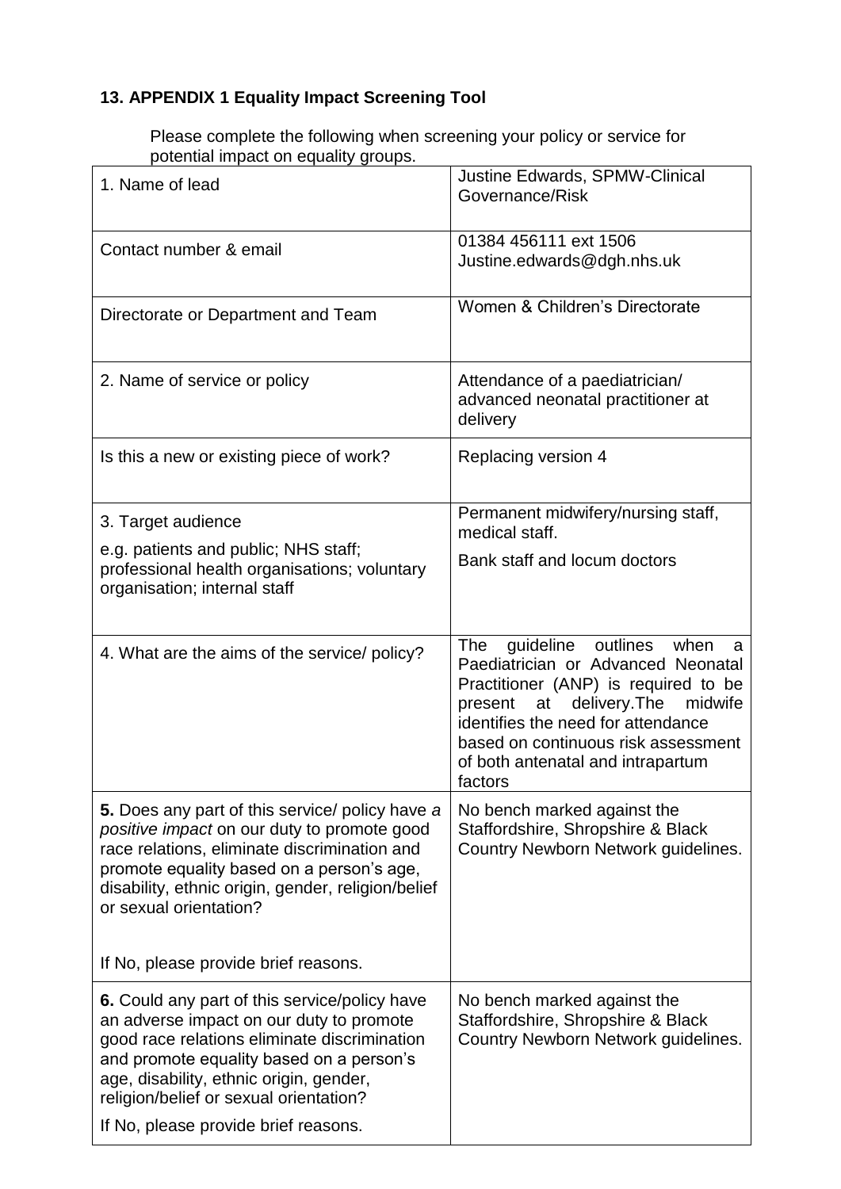## 13. APPENDIX 1 Equality Impact Screening Tool

Please complete the following when screening your policy or service for potential impact on equality groups.

| | |
|---|---|
| 1. Name of lead | Justine Edwards, SPMW-Clinical Governance/Risk |
| Contact number & email | 01384 456111 ext 1506 Justine.edwards@dgh.nhs.uk |
| Directorate or Department and Team | Women & Children's Directorate |
| 2. Name of service or policy | Attendance of a paediatrician/ advanced neonatal practitioner at delivery |
| Is this a new or existing piece of work? | Replacing version 4 |
| 3. Target audience<br>e.g. patients and public; NHS staff; professional health organisations; voluntary organisation; internal staff | Permanent midwifery/nursing staff, medical staff.<br>Bank staff and locum doctors |
| 4. What are the aims of the service/ policy? | The guideline outlines when a Paediatrician or Advanced Neonatal Practitioner (ANP) is required to be present at delivery.The midwife identifies the need for attendance based on continuous risk assessment of both antenatal and intrapartum factors |
| **5.** Does any part of this service/ policy have *a positive impact* on our duty to promote good race relations, eliminate discrimination and promote equality based on a person's age, disability, ethnic origin, gender, religion/belief or sexual orientation?<br><br>If No, please provide brief reasons. | No bench marked against the Staffordshire, Shropshire & Black Country Newborn Network guidelines. |
| **6.** Could any part of this service/policy have an adverse impact on our duty to promote good race relations eliminate discrimination and promote equality based on a person's age, disability, ethnic origin, gender, religion/belief or sexual orientation?<br><br>If No, please provide brief reasons. | No bench marked against the Staffordshire, Shropshire & Black Country Newborn Network guidelines. |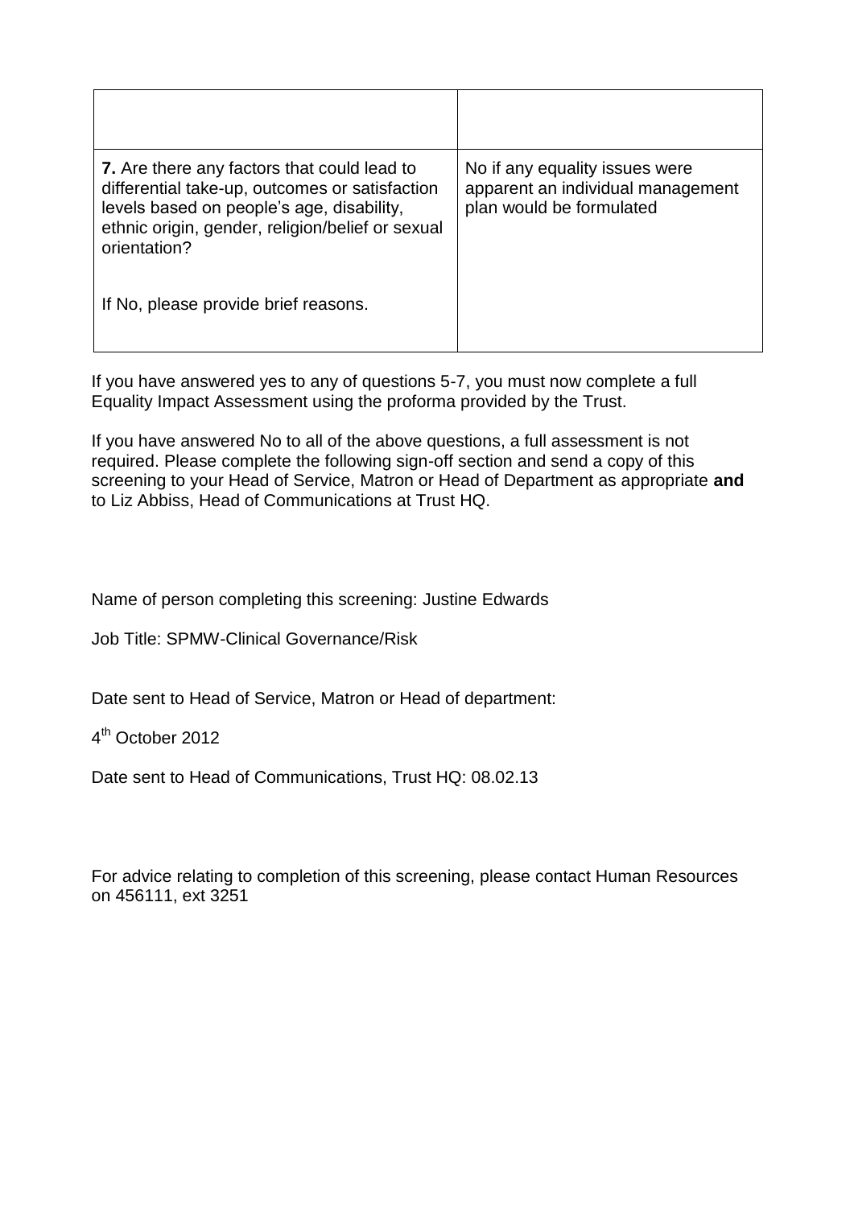| | |
|---|---|
| | |
| **7.** Are there any factors that could lead to differential take-up, outcomes or satisfaction levels based on people's age, disability, ethnic origin, gender, religion/belief or sexual orientation?<br><br>If No, please provide brief reasons. | No if any equality issues were apparent an individual management plan would be formulated |

If you have answered yes to any of questions 5-7, you must now complete a full Equality Impact Assessment using the proforma provided by the Trust.

If you have answered No to all of the above questions, a full assessment is not required. Please complete the following sign-off section and send a copy of this screening to your Head of Service, Matron or Head of Department as appropriate **and** to Liz Abbiss, Head of Communications at Trust HQ.

Name of person completing this screening: Justine Edwards

Job Title: SPMW-Clinical Governance/Risk

Date sent to Head of Service, Matron or Head of department:

4th October 2012

Date sent to Head of Communications, Trust HQ: 08.02.13

For advice relating to completion of this screening, please contact Human Resources on 456111, ext 3251